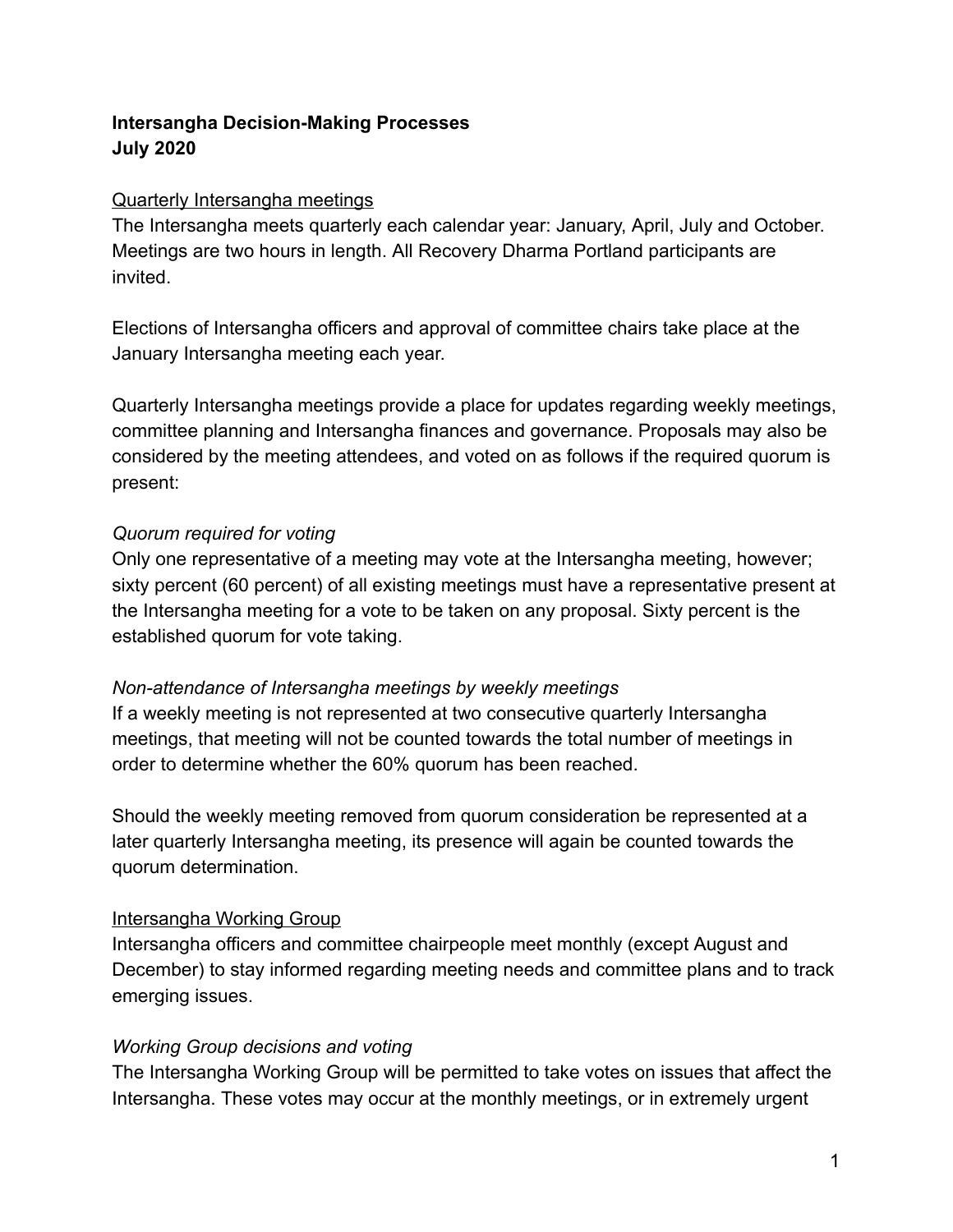**Intersangha Decision-Making Processes**
**July 2020**

<u>Quarterly Intersangha meetings</u>

The Intersangha meets quarterly each calendar year: January, April, July and October. Meetings are two hours in length. All Recovery Dharma Portland participants are invited.

Elections of Intersangha officers and approval of committee chairs take place at the January Intersangha meeting each year.

Quarterly Intersangha meetings provide a place for updates regarding weekly meetings, committee planning and Intersangha finances and governance. Proposals may also be considered by the meeting attendees, and voted on as follows if the required quorum is present:

*Quorum required for voting*

Only one representative of a meeting may vote at the Intersangha meeting, however; sixty percent (60 percent) of all existing meetings must have a representative present at the Intersangha meeting for a vote to be taken on any proposal. Sixty percent is the established quorum for vote taking.

*Non-attendance of Intersangha meetings by weekly meetings*

If a weekly meeting is not represented at two consecutive quarterly Intersangha meetings, that meeting will not be counted towards the total number of meetings in order to determine whether the 60% quorum has been reached.

Should the weekly meeting removed from quorum consideration be represented at a later quarterly Intersangha meeting, its presence will again be counted towards the quorum determination.

<u>Intersangha Working Group</u>

Intersangha officers and committee chairpeople meet monthly (except August and December) to stay informed regarding meeting needs and committee plans and to track emerging issues.

*Working Group decisions and voting*

The Intersangha Working Group will be permitted to take votes on issues that affect the Intersangha. These votes may occur at the monthly meetings, or in extremely urgent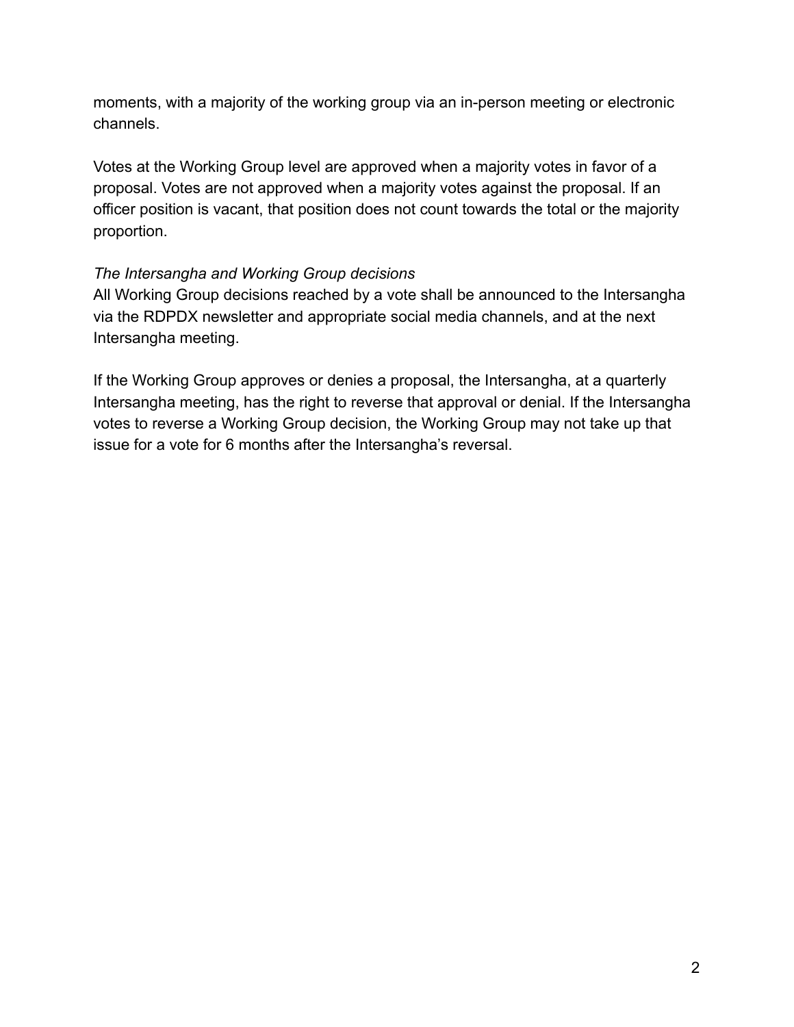moments, with a majority of the working group via an in-person meeting or electronic channels.

Votes at the Working Group level are approved when a majority votes in favor of a proposal. Votes are not approved when a majority votes against the proposal. If an officer position is vacant, that position does not count towards the total or the majority proportion.

*The Intersangha and Working Group decisions*

All Working Group decisions reached by a vote shall be announced to the Intersangha via the RDPDX newsletter and appropriate social media channels, and at the next Intersangha meeting.

If the Working Group approves or denies a proposal, the Intersangha, at a quarterly Intersangha meeting, has the right to reverse that approval or denial. If the Intersangha votes to reverse a Working Group decision, the Working Group may not take up that issue for a vote for 6 months after the Intersangha's reversal.